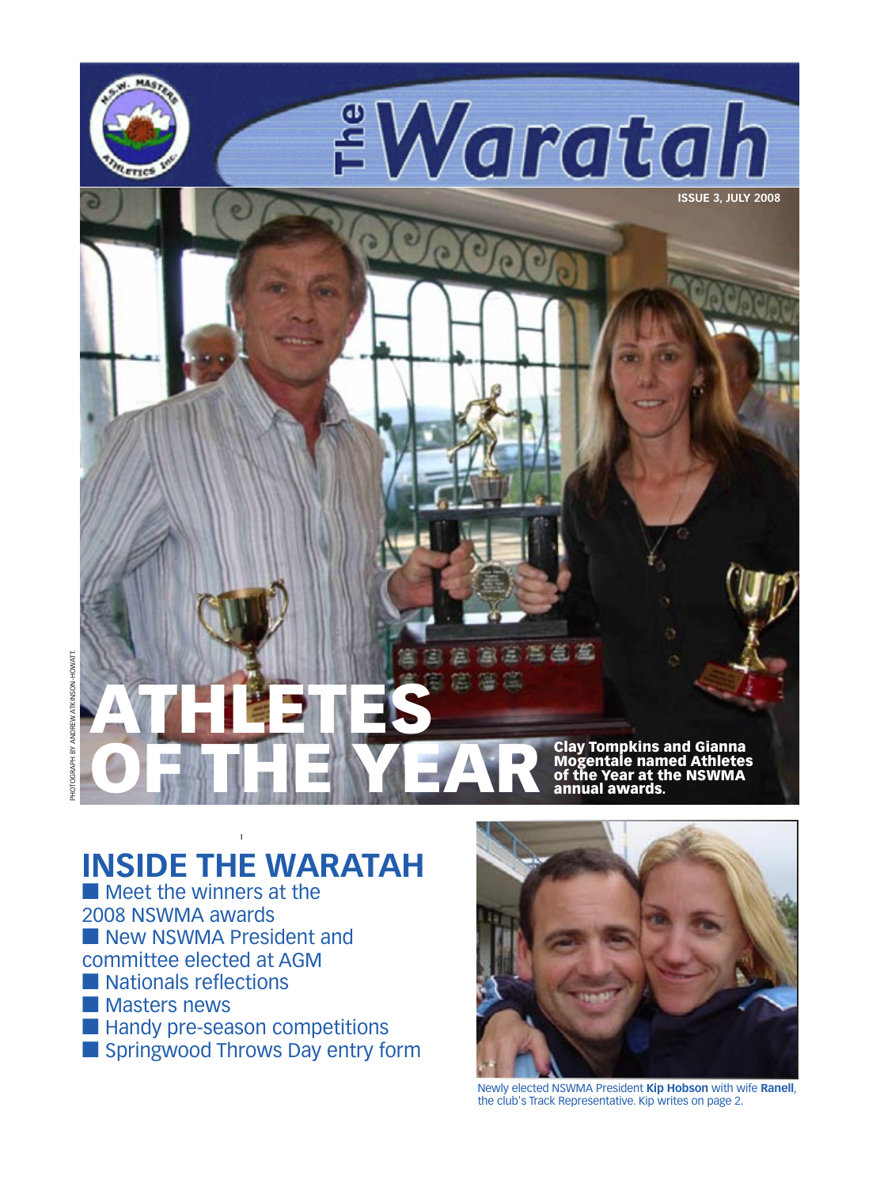# The Waratah

**ISSUE 3, JULY 2008**

PHOTOGRAPH BY ANDREW ATKINSON-HOWATT.

# ATHLETES OF THE YEAR

**Clay Tompkins and Gianna Mogentale named Athletes of the Year at the NSWMA annual awards.**

## INSIDE THE WARATAH

- Meet the winners at the 2008 NSWMA awards
- New NSWMA President and committee elected at AGM
- Nationals reflections
- Masters news
- Handy pre-season competitions
- Springwood Throws Day entry form

Newly elected NSWMA President **Kip Hobson** with wife **Ranell**, the club's Track Representative. Kip writes on page 2.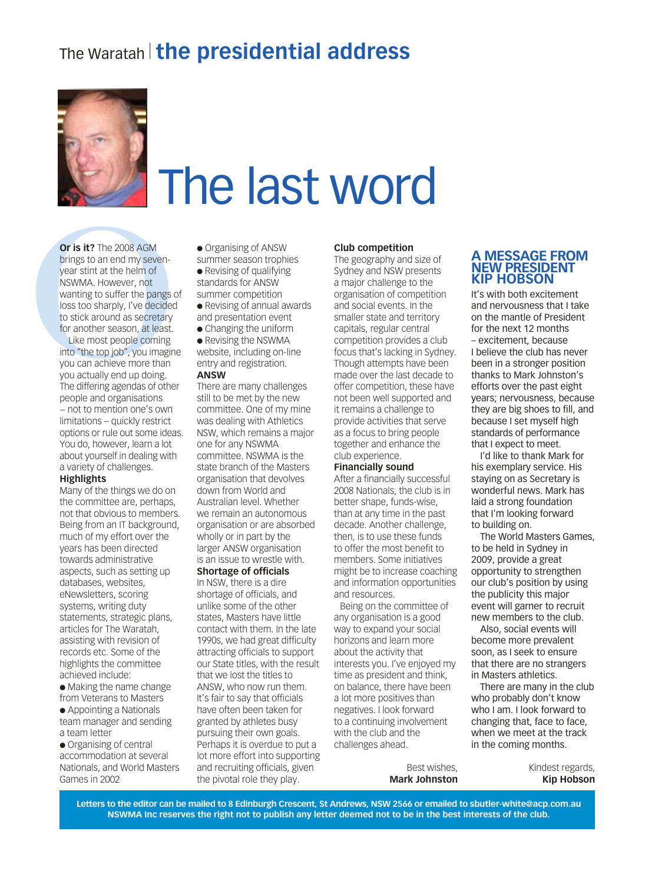# The last word

**Or is it?** The 2008 AGM brings to an end my seven-year stint at the helm of NSWMA. However, not wanting to suffer the pangs of loss too sharply, I've decided to stick around as secretary for another season, at least.

Like most people coming into "the top job", you imagine you can achieve more than you actually end up doing. The differing agendas of other people and organisations – not to mention one's own limitations – quickly restrict options or rule out some ideas. You do, however, learn a lot about yourself in dealing with a variety of challenges.

**Highlights**

Many of the things we do on the committee are, perhaps, not that obvious to members. Being from an IT background, much of my effort over the years has been directed towards administrative aspects, such as setting up databases, websites, eNewsletters, scoring systems, writing duty statements, strategic plans, articles for The Waratah, assisting with revision of records etc. Some of the highlights the committee achieved include:

- Making the name change from Veterans to Masters
- Appointing a Nationals team manager and sending a team letter
- Organising of central accommodation at several Nationals, and World Masters Games in 2002
- Organising of ANSW summer season trophies
- Revising of qualifying standards for ANSW summer competition
- Revising of annual awards and presentation event
- Changing the uniform
- Revising the NSWMA website, including on-line entry and registration.

**ANSW**

There are many challenges still to be met by the new committee. One of my mine was dealing with Athletics NSW, which remains a major one for any NSWMA committee. NSWMA is the state branch of the Masters organisation that devolves down from World and Australian level. Whether we remain an autonomous organisation or are absorbed wholly or in part by the larger ANSW organisation is an issue to wrestle with.

**Shortage of officials**

In NSW, there is a dire shortage of officials, and unlike some of the other states, Masters have little contact with them. In the late 1990s, we had great difficulty attracting officials to support our State titles, with the result that we lost the titles to ANSW, who now run them. It's fair to say that officials have often been taken for granted by athletes busy pursuing their own goals. Perhaps it is overdue to put a lot more effort into supporting and recruiting officials, given the pivotal role they play.

**Club competition**

The geography and size of Sydney and NSW presents a major challenge to the organisation of competition and social events. In the smaller state and territory capitals, regular central competition provides a club focus that's lacking in Sydney. Though attempts have been made over the last decade to offer competition, these have not been well supported and it remains a challenge to provide activities that serve as a focus to bring people together and enhance the club experience.

**Financially sound**

After a financially successful 2008 Nationals, the club is in better shape, funds-wise, than at any time in the past decade. Another challenge, then, is to use these funds to offer the most benefit to members. Some initiatives might be to increase coaching and information opportunities and resources.

Being on the committee of any organisation is a good way to expand your social horizons and learn more about the activity that interests you. I've enjoyed my time as president and think, on balance, there have been a lot more positives than negatives. I look forward to a continuing involvement with the club and the challenges ahead.

Best wishes,
**Mark Johnston**

## A MESSAGE FROM NEW PRESIDENT KIP HOBSON

It's with both excitement and nervousness that I take on the mantle of President for the next 12 months – excitement, because I believe the club has never been in a stronger position thanks to Mark Johnston's efforts over the past eight years; nervousness, because they are big shoes to fill, and because I set myself high standards of performance that I expect to meet.

I'd like to thank Mark for his exemplary service. His staying on as Secretary is wonderful news. Mark has laid a strong foundation that I'm looking forward to building on.

The World Masters Games, to be held in Sydney in 2009, provide a great opportunity to strengthen our club's position by using the publicity this major event will garner to recruit new members to the club.

Also, social events will become more prevalent soon, as I seek to ensure that there are no strangers in Masters athletics.

There are many in the club who probably don't know who I am. I look forward to changing that, face to face, when we meet at the track in the coming months.

Kindest regards,
**Kip Hobson**

**Letters to the editor can be mailed to 8 Edinburgh Crescent, St Andrews, NSW 2566 or emailed to sbutler-white@acp.com.au
NSWMA Inc reserves the right not to publish any letter deemed not to be in the best interests of the club.**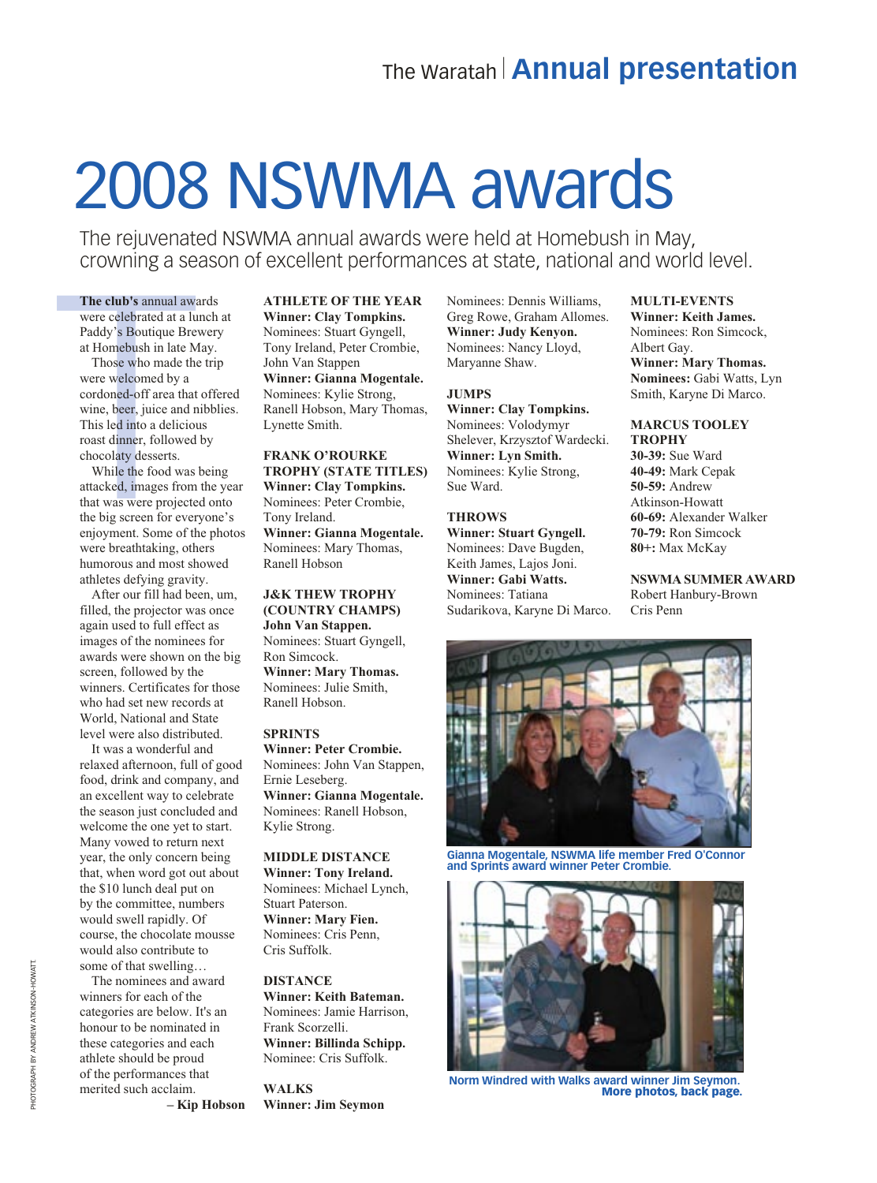# 2008 NSWMA awards

The rejuvenated NSWMA annual awards were held at Homebush in May, crowning a season of excellent performances at state, national and world level.

**The club's** annual awards were celebrated at a lunch at Paddy's Boutique Brewery at Homebush in late May.

Those who made the trip were welcomed by a cordoned-off area that offered wine, beer, juice and nibblies. This led into a delicious roast dinner, followed by chocolaty desserts.

While the food was being attacked, images from the year that was were projected onto the big screen for everyone's enjoyment. Some of the photos were breathtaking, others humorous and most showed athletes defying gravity.

After our fill had been, um, filled, the projector was once again used to full effect as images of the nominees for awards were shown on the big screen, followed by the winners. Certificates for those who had set new records at World, National and State level were also distributed.

It was a wonderful and relaxed afternoon, full of good food, drink and company, and an excellent way to celebrate the season just concluded and welcome the one yet to start. Many vowed to return next year, the only concern being that, when word got out about the $10 lunch deal put on by the committee, numbers would swell rapidly. Of course, the chocolate mousse would also contribute to some of that swelling…

The nominees and award winners for each of the categories are below. It's an honour to be nominated in these categories and each athlete should be proud of the performances that merited such acclaim.

– **Kip Hobson**

**ATHLETE OF THE YEAR**
**Winner: Clay Tompkins.**
Nominees: Stuart Gyngell, Tony Ireland, Peter Crombie, John Van Stappen
**Winner: Gianna Mogentale.**
Nominees: Kylie Strong, Ranell Hobson, Mary Thomas, Lynette Smith.

**FRANK O'ROURKE TROPHY (STATE TITLES)**
**Winner: Clay Tompkins.**
Nominees: Peter Crombie, Tony Ireland.
**Winner: Gianna Mogentale.**
Nominees: Mary Thomas, Ranell Hobson

**J&K THEW TROPHY (COUNTRY CHAMPS)**
**John Van Stappen.**
Nominees: Stuart Gyngell, Ron Simcock.
**Winner: Mary Thomas.**
Nominees: Julie Smith, Ranell Hobson.

**SPRINTS**
**Winner: Peter Crombie.**
Nominees: John Van Stappen, Ernie Leseberg.
**Winner: Gianna Mogentale.**
Nominees: Ranell Hobson, Kylie Strong.

**MIDDLE DISTANCE**
**Winner: Tony Ireland.**
Nominees: Michael Lynch, Stuart Paterson.
**Winner: Mary Fien.**
Nominees: Cris Penn, Cris Suffolk.

**DISTANCE**
**Winner: Keith Bateman.**
Nominees: Jamie Harrison, Frank Scorzelli.
**Winner: Billinda Schipp.**
Nominee: Cris Suffolk.

**WALKS**
**Winner: Jim Seymon**
Nominees: Dennis Williams, Greg Rowe, Graham Allomes.
**Winner: Judy Kenyon.**
Nominees: Nancy Lloyd, Maryanne Shaw.

**JUMPS**
**Winner: Clay Tompkins.**
Nominees: Volodymyr Shelever, Krzysztof Wardecki.
**Winner: Lyn Smith.**
Nominees: Kylie Strong, Sue Ward.

**THROWS**
**Winner: Stuart Gyngell.**
Nominees: Dave Bugden, Keith James, Lajos Joni.
**Winner: Gabi Watts.**
Nominees: Tatiana Sudarikova, Karyne Di Marco.

**MULTI-EVENTS**
**Winner: Keith James.**
Nominees: Ron Simcock, Albert Gay.
**Winner: Mary Thomas.**
**Nominees:** Gabi Watts, Lyn Smith, Karyne Di Marco.

**MARCUS TOOLEY TROPHY**
**30-39:** Sue Ward
**40-49:** Mark Cepak
**50-59:** Andrew Atkinson-Howatt
**60-69:** Alexander Walker
**70-79:** Ron Simcock
**80+:** Max McKay

**NSWMA SUMMER AWARD**
Robert Hanbury-Brown
Cris Penn

Gianna Mogentale, NSWMA life member Fred O'Connor and Sprints award winner Peter Crombie.

Norm Windred with Walks award winner Jim Seymon. **More photos, back page.**

PHOTOGRAPH BY ANDREW ATKINSON-HOWATT.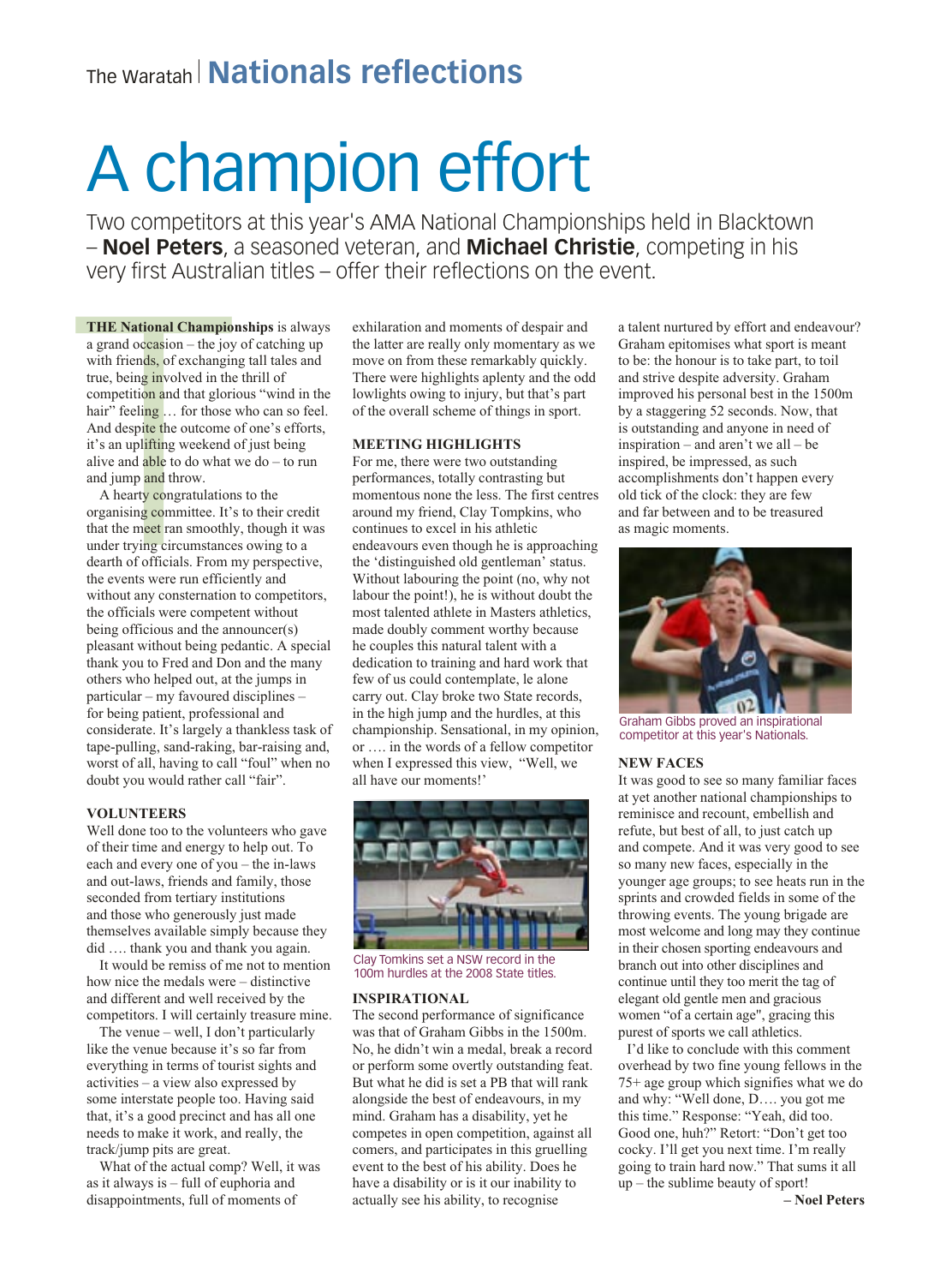The Waratah | **Nationals reflections**

# A champion effort

Two competitors at this year's AMA National Championships held in Blacktown – **Noel Peters**, a seasoned veteran, and **Michael Christie**, competing in his very first Australian titles – offer their reflections on the event.

**THE National Championships** is always a grand occasion – the joy of catching up with friends, of exchanging tall tales and true, being involved in the thrill of competition and that glorious "wind in the hair" feeling … for those who can so feel. And despite the outcome of one's efforts, it's an uplifting weekend of just being alive and able to do what we do – to run and jump and throw.

A hearty congratulations to the organising committee. It's to their credit that the meet ran smoothly, though it was under trying circumstances owing to a dearth of officials. From my perspective, the events were run efficiently and without any consternation to competitors, the officials were competent without being officious and the announcer(s) pleasant without being pedantic. A special thank you to Fred and Don and the many others who helped out, at the jumps in particular – my favoured disciplines – for being patient, professional and considerate. It's largely a thankless task of tape-pulling, sand-raking, bar-raising and, worst of all, having to call "foul" when no doubt you would rather call "fair".

**VOLUNTEERS**

Well done too to the volunteers who gave of their time and energy to help out. To each and every one of you – the in-laws and out-laws, friends and family, those seconded from tertiary institutions and those who generously just made themselves available simply because they did …. thank you and thank you again.

It would be remiss of me not to mention how nice the medals were – distinctive and different and well received by the competitors. I will certainly treasure mine.

The venue – well, I don't particularly like the venue because it's so far from everything in terms of tourist sights and activities – a view also expressed by some interstate people too. Having said that, it's a good precinct and has all one needs to make it work, and really, the track/jump pits are great.

What of the actual comp? Well, it was as it always is – full of euphoria and disappointments, full of moments of exhilaration and moments of despair and the latter are really only momentary as we move on from these remarkably quickly. There were highlights aplenty and the odd lowlights owing to injury, but that's part of the overall scheme of things in sport.

**MEETING HIGHLIGHTS**

For me, there were two outstanding performances, totally contrasting but momentous none the less. The first centres around my friend, Clay Tompkins, who continues to excel in his athletic endeavours even though he is approaching the 'distinguished old gentleman' status. Without labouring the point (no, why not labour the point!), he is without doubt the most talented athlete in Masters athletics, made doubly comment worthy because he couples this natural talent with a dedication to training and hard work that few of us could contemplate, le alone carry out. Clay broke two State records, in the high jump and the hurdles, at this championship. Sensational, in my opinion, or …. in the words of a fellow competitor when I expressed this view, "Well, we all have our moments!'

Clay Tomkins set a NSW record in the 100m hurdles at the 2008 State titles.

**INSPIRATIONAL**

The second performance of significance was that of Graham Gibbs in the 1500m. No, he didn't win a medal, break a record or perform some overtly outstanding feat. But what he did is set a PB that will rank alongside the best of endeavours, in my mind. Graham has a disability, yet he competes in open competition, against all comers, and participates in this gruelling event to the best of his ability. Does he have a disability or is it our inability to actually see his ability, to recognise a talent nurtured by effort and endeavour? Graham epitomises what sport is meant to be: the honour is to take part, to toil and strive despite adversity. Graham improved his personal best in the 1500m by a staggering 52 seconds. Now, that is outstanding and anyone in need of inspiration – and aren't we all – be inspired, be impressed, as such accomplishments don't happen every old tick of the clock: they are few and far between and to be treasured as magic moments.

Graham Gibbs proved an inspirational competitor at this year's Nationals.

**NEW FACES**

It was good to see so many familiar faces at yet another national championships to reminisce and recount, embellish and refute, but best of all, to just catch up and compete. And it was very good to see so many new faces, especially in the younger age groups; to see heats run in the sprints and crowded fields in some of the throwing events. The young brigade are most welcome and long may they continue in their chosen sporting endeavours and branch out into other disciplines and continue until they too merit the tag of elegant old gentle men and gracious women "of a certain age", gracing this purest of sports we call athletics.

I'd like to conclude with this comment overhead by two fine young fellows in the 75+ age group which signifies what we do and why: "Well done, D…. you got me this time." Response: "Yeah, did too. Good one, huh?" Retort: "Don't get too cocky. I'll get you next time. I'm really going to train hard now." That sums it all up – the sublime beauty of sport!

**– Noel Peters**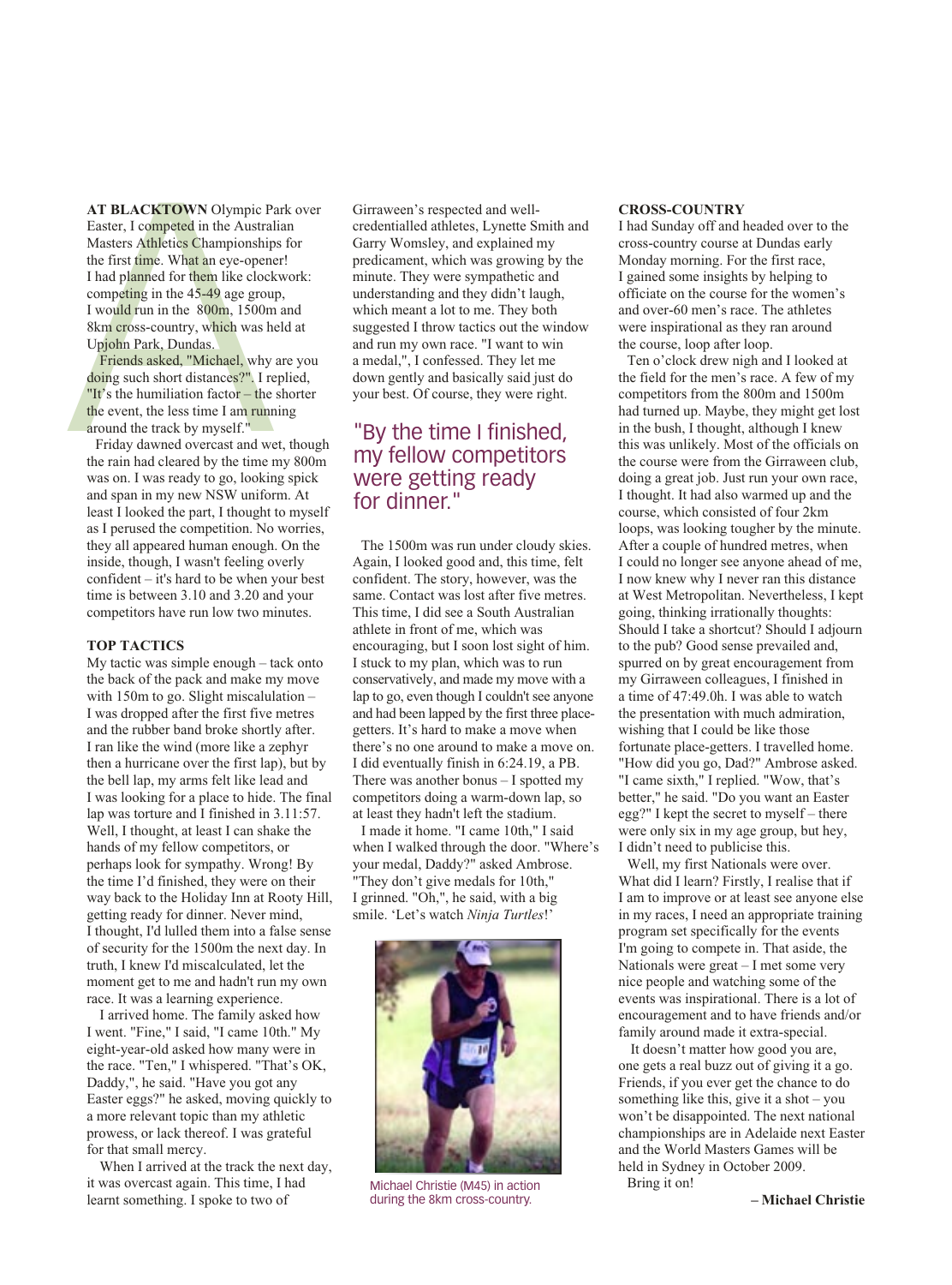**AT BLACKTOWN** Olympic Park over Easter, I competed in the Australian Masters Athletics Championships for the first time. What an eye-opener! I had planned for them like clockwork: competing in the 45-49 age group, I would run in the 800m, 1500m and 8km cross-country, which was held at Upjohn Park, Dundas.

Friends asked, "Michael, why are you doing such short distances?". I replied, "It's the humiliation factor – the shorter the event, the less time I am running around the track by myself."

Friday dawned overcast and wet, though the rain had cleared by the time my 800m was on. I was ready to go, looking spick and span in my new NSW uniform. At least I looked the part, I thought to myself as I perused the competition. No worries, they all appeared human enough. On the inside, though, I wasn't feeling overly confident – it's hard to be when your best time is between 3.10 and 3.20 and your competitors have run low two minutes.

### TOP TACTICS

My tactic was simple enough – tack onto the back of the pack and make my move with 150m to go. Slight miscalulation – I was dropped after the first five metres and the rubber band broke shortly after. I ran like the wind (more like a zephyr then a hurricane over the first lap), but by the bell lap, my arms felt like lead and I was looking for a place to hide. The final lap was torture and I finished in 3.11:57. Well, I thought, at least I can shake the hands of my fellow competitors, or perhaps look for sympathy. Wrong! By the time I'd finished, they were on their way back to the Holiday Inn at Rooty Hill, getting ready for dinner. Never mind, I thought, I'd lulled them into a false sense of security for the 1500m the next day. In truth, I knew I'd miscalculated, let the moment get to me and hadn't run my own race. It was a learning experience.

I arrived home. The family asked how I went. "Fine," I said, "I came 10th." My eight-year-old asked how many were in the race. "Ten," I whispered. "That's OK, Daddy,", he said. "Have you got any Easter eggs?" he asked, moving quickly to a more relevant topic than my athletic prowess, or lack thereof. I was grateful for that small mercy.

When I arrived at the track the next day, it was overcast again. This time, I had learnt something. I spoke to two of Girraween's respected and well-credentialled athletes, Lynette Smith and Garry Womsley, and explained my predicament, which was growing by the minute. They were sympathetic and understanding and they didn't laugh, which meant a lot to me. They both suggested I throw tactics out the window and run my own race. "I want to win a medal,", I confessed. They let me down gently and basically said just do your best. Of course, they were right.

> "By the time I finished, my fellow competitors were getting ready for dinner."

The 1500m was run under cloudy skies. Again, I looked good and, this time, felt confident. The story, however, was the same. Contact was lost after five metres. This time, I did see a South Australian athlete in front of me, which was encouraging, but I soon lost sight of him. I stuck to my plan, which was to run conservatively, and made my move with a lap to go, even though I couldn't see anyone and had been lapped by the first three place-getters. It's hard to make a move when there's no one around to make a move on. I did eventually finish in 6:24.19, a PB. There was another bonus – I spotted my competitors doing a warm-down lap, so at least they hadn't left the stadium.

I made it home. "I came 10th," I said when I walked through the door. "Where's your medal, Daddy?" asked Ambrose. "They don't give medals for 10th," I grinned. "Oh,", he said, with a big smile. 'Let's watch *Ninja Turtles*!'

Michael Christie (M45) in action during the 8km cross-country.

### CROSS-COUNTRY

I had Sunday off and headed over to the cross-country course at Dundas early Monday morning. For the first race, I gained some insights by helping to officiate on the course for the women's and over-60 men's race. The athletes were inspirational as they ran around the course, loop after loop.

Ten o'clock drew nigh and I looked at the field for the men's race. A few of my competitors from the 800m and 1500m had turned up. Maybe, they might get lost in the bush, I thought, although I knew this was unlikely. Most of the officials on the course were from the Girraween club, doing a great job. Just run your own race, I thought. It had also warmed up and the course, which consisted of four 2km loops, was looking tougher by the minute. After a couple of hundred metres, when I could no longer see anyone ahead of me, I now knew why I never ran this distance at West Metropolitan. Nevertheless, I kept going, thinking irrationally thoughts: Should I take a shortcut? Should I adjourn to the pub? Good sense prevailed and, spurred on by great encouragement from my Girraween colleagues, I finished in a time of 47:49.0h. I was able to watch the presentation with much admiration, wishing that I could be like those fortunate place-getters. I travelled home. "How did you go, Dad?" Ambrose asked. "I came sixth," I replied. "Wow, that's better," he said. "Do you want an Easter egg?" I kept the secret to myself – there were only six in my age group, but hey, I didn't need to publicise this.

Well, my first Nationals were over. What did I learn? Firstly, I realise that if I am to improve or at least see anyone else in my races, I need an appropriate training program set specifically for the events I'm going to compete in. That aside, the Nationals were great – I met some very nice people and watching some of the events was inspirational. There is a lot of encouragement and to have friends and/or family around made it extra-special.

It doesn't matter how good you are, one gets a real buzz out of giving it a go. Friends, if you ever get the chance to do something like this, give it a shot – you won't be disappointed. The next national championships are in Adelaide next Easter and the World Masters Games will be held in Sydney in October 2009.

Bring it on!

**– Michael Christie**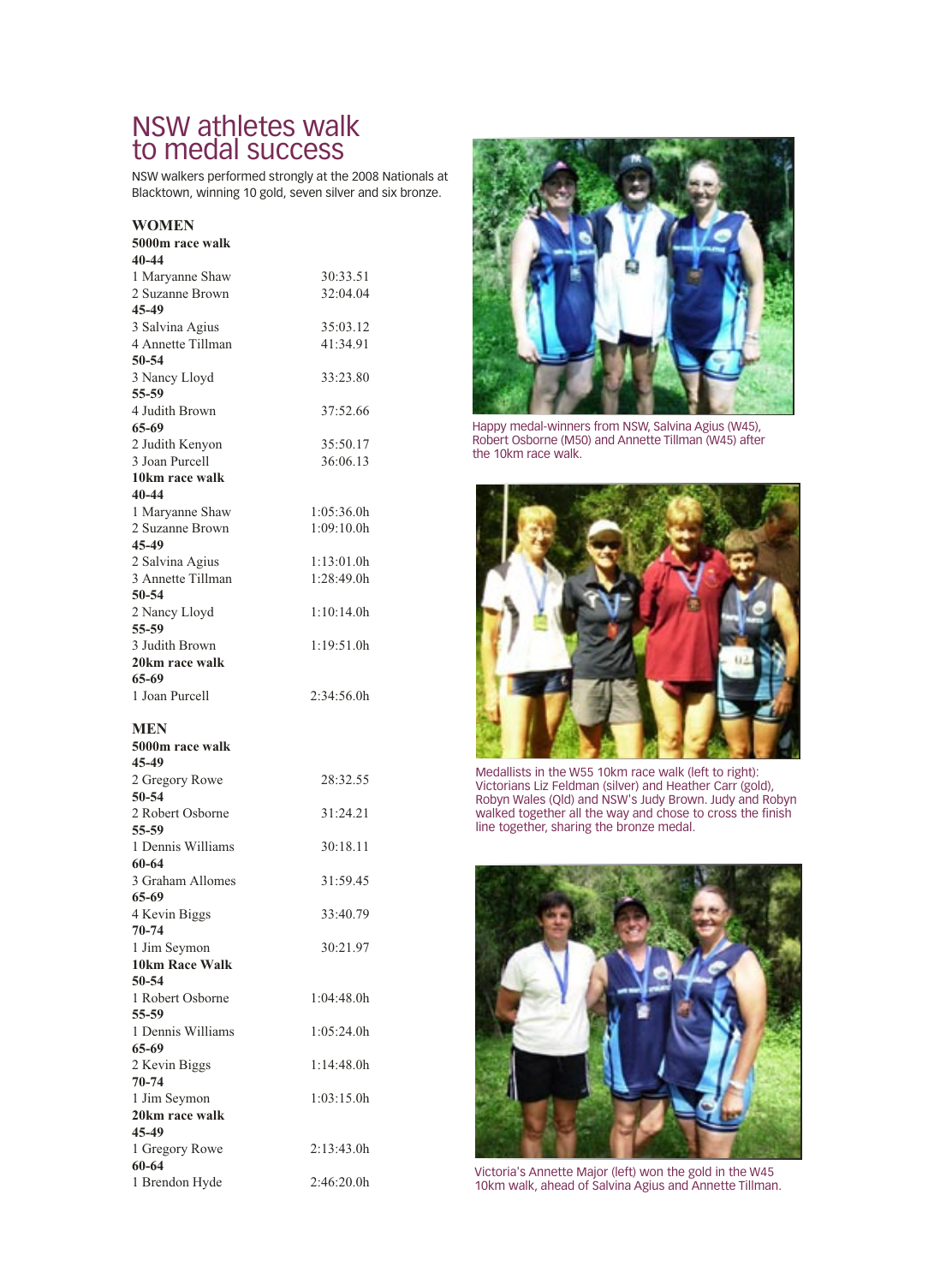# NSW athletes walk to medal success

NSW walkers performed strongly at the 2008 Nationals at Blacktown, winning 10 gold, seven silver and six bronze.

## WOMEN

**5000m race walk**

**40-44**

| | |
|---|---|
| 1 Maryanne Shaw | 30:33.51 |
| 2 Suzanne Brown | 32:04.04 |

**45-49**

| | |
|---|---|
| 3 Salvina Agius | 35:03.12 |
| 4 Annette Tillman | 41:34.91 |

**50-54**

| | |
|---|---|
| 3 Nancy Lloyd | 33:23.80 |

**55-59**

| | |
|---|---|
| 4 Judith Brown | 37:52.66 |

**65-69**

| | |
|---|---|
| 2 Judith Kenyon | 35:50.17 |
| 3 Joan Purcell | 36:06.13 |

**10km race walk**

**40-44**

| | |
|---|---|
| 1 Maryanne Shaw | 1:05:36.0h |
| 2 Suzanne Brown | 1:09:10.0h |

**45-49**

| | |
|---|---|
| 2 Salvina Agius | 1:13:01.0h |
| 3 Annette Tillman | 1:28:49.0h |

**50-54**

| | |
|---|---|
| 2 Nancy Lloyd | 1:10:14.0h |

**55-59**

| | |
|---|---|
| 3 Judith Brown | 1:19:51.0h |

**20km race walk**

**65-69**

| | |
|---|---|
| 1 Joan Purcell | 2:34:56.0h |

## MEN

**5000m race walk**

**45-49**

| | |
|---|---|
| 2 Gregory Rowe | 28:32.55 |

**50-54**

| | |
|---|---|
| 2 Robert Osborne | 31:24.21 |

**55-59**

| | |
|---|---|
| 1 Dennis Williams | 30:18.11 |

**60-64**

| | |
|---|---|
| 3 Graham Allomes | 31:59.45 |

**65-69**

| | |
|---|---|
| 4 Kevin Biggs | 33:40.79 |

**70-74**

| | |
|---|---|
| 1 Jim Seymon | 30:21.97 |

**10km Race Walk**

**50-54**

| | |
|---|---|
| 1 Robert Osborne | 1:04:48.0h |

**55-59**

| | |
|---|---|
| 1 Dennis Williams | 1:05:24.0h |

**65-69**

| | |
|---|---|
| 2 Kevin Biggs | 1:14:48.0h |

**70-74**

| | |
|---|---|
| 1 Jim Seymon | 1:03:15.0h |

**20km race walk**

**45-49**

| | |
|---|---|
| 1 Gregory Rowe | 2:13:43.0h |

**60-64**

| | |
|---|---|
| 1 Brendon Hyde | 2:46:20.0h |

Happy medal-winners from NSW, Salvina Agius (W45), Robert Osborne (M50) and Annette Tillman (W45) after the 10km race walk.

Medallists in the W55 10km race walk (left to right): Victorians Liz Feldman (silver) and Heather Carr (gold), Robyn Wales (Qld) and NSW's Judy Brown. Judy and Robyn walked together all the way and chose to cross the finish line together, sharing the bronze medal.

Victoria's Annette Major (left) won the gold in the W45 10km walk, ahead of Salvina Agius and Annette Tillman.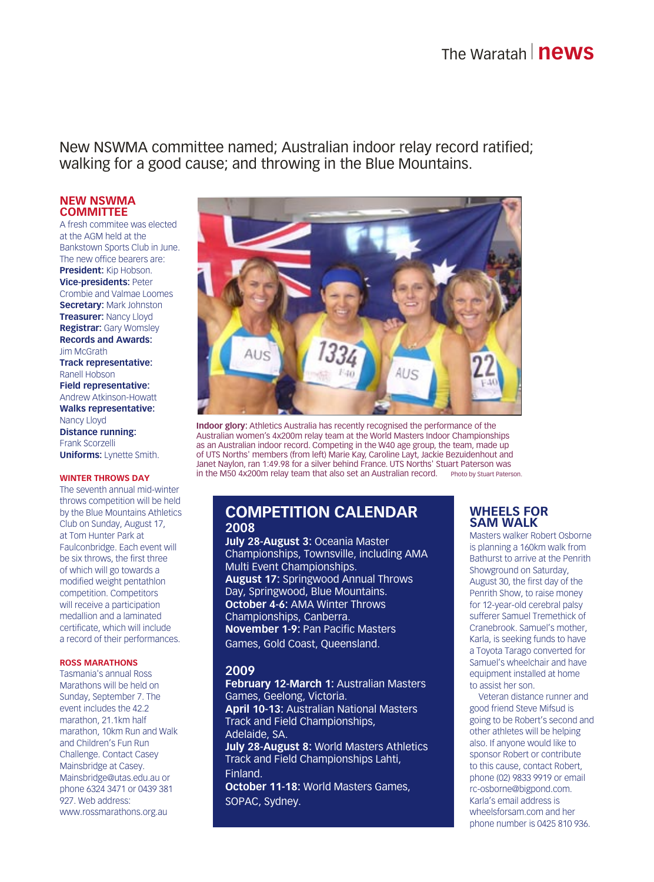New NSWMA committee named; Australian indoor relay record ratified; walking for a good cause; and throwing in the Blue Mountains.

## NEW NSWMA COMMITTEE

A fresh commitee was elected at the AGM held at the Bankstown Sports Club in June. The new office bearers are:

**President:** Kip Hobson.
**Vice-presidents:** Peter Crombie and Valmae Loomes
**Secretary:** Mark Johnston
**Treasurer:** Nancy Lloyd
**Registrar:** Gary Womsley
**Records and Awards:** Jim McGrath
**Track representative:** Ranell Hobson
**Field representative:** Andrew Atkinson-Howatt
**Walks representative:** Nancy Lloyd
**Distance running:** Frank Scorzelli
**Uniforms:** Lynette Smith.

**Indoor glory:** Athletics Australia has recently recognised the performance of the Australian women's 4x200m relay team at the World Masters Indoor Championships as an Australian indoor record. Competing in the W40 age group, the team, made up of UTS Norths' members (from left) Marie Kay, Caroline Layt, Jackie Bezuidenhout and Janet Naylon, ran 1:49.98 for a silver behind France. UTS Norths' Stuart Paterson was in the M50 4x200m relay team that also set an Australian record. Photo by Stuart Paterson.

### WINTER THROWS DAY

The seventh annual mid-winter throws competition will be held by the Blue Mountains Athletics Club on Sunday, August 17, at Tom Hunter Park at Faulconbridge. Each event will be six throws, the first three of which will go towards a modified weight pentathlon competition. Competitors will receive a participation medallion and a laminated certificate, which will include a record of their performances.

### ROSS MARATHONS

Tasmania's annual Ross Marathons will be held on Sunday, September 7. The event includes the 42.2 marathon, 21.1km half marathon, 10km Run and Walk and Children's Fun Run Challenge. Contact Casey Mainsbridge at Casey.Mainsbridge@utas.edu.au or phone 6324 3471 or 0439 381 927. Web address: www.rossmarathons.org.au

## COMPETITION CALENDAR

### 2008

**July 28-August 3:** Oceania Master Championships, Townsville, including AMA Multi Event Championships.
**August 17:** Springwood Annual Throws Day, Springwood, Blue Mountains.
**October 4-6:** AMA Winter Throws Championships, Canberra.
**November 1-9:** Pan Pacific Masters Games, Gold Coast, Queensland.

### 2009

**February 12-March 1:** Australian Masters Games, Geelong, Victoria.
**April 10-13:** Australian National Masters Track and Field Championships, Adelaide, SA.
**July 28-August 8:** World Masters Athletics Track and Field Championships Lahti, Finland.
**October 11-18:** World Masters Games, SOPAC, Sydney.

## WHEELS FOR SAM WALK

Masters walker Robert Osborne is planning a 160km walk from Bathurst to arrive at the Penrith Showground on Saturday, August 30, the first day of the Penrith Show, to raise money for 12-year-old cerebral palsy sufferer Samuel Tremethick of Cranebrook. Samuel's mother, Karla, is seeking funds to have a Toyota Tarago converted for Samuel's wheelchair and have equipment installed at home to assist her son.

Veteran distance runner and good friend Steve Mifsud is going to be Robert's second and other athletes will be helping also. If anyone would like to sponsor Robert or contribute to this cause, contact Robert, phone (02) 9833 9919 or email rc-osborne@bigpond.com. Karla's email address is wheelsforsam.com and her phone number is 0425 810 936.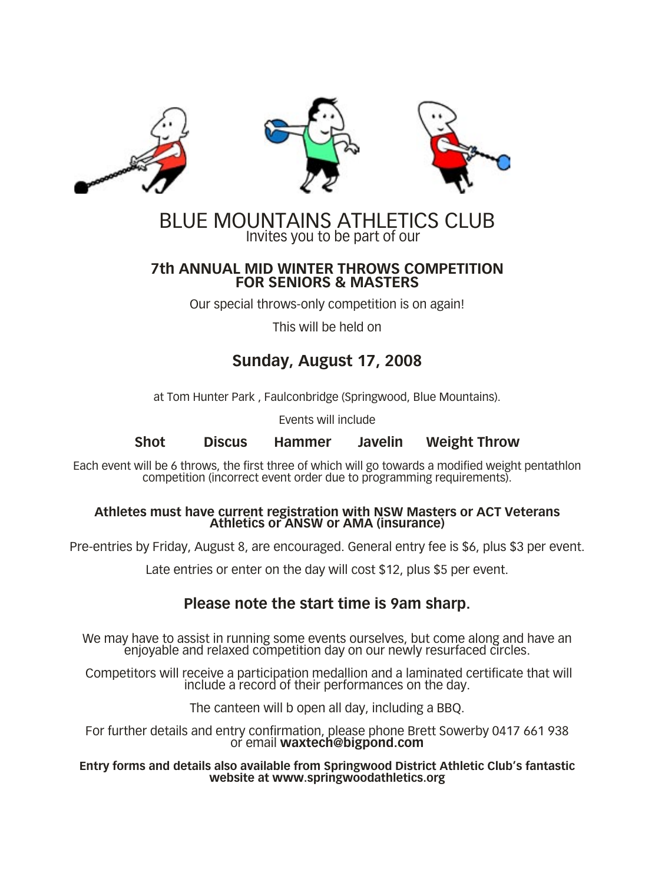# BLUE MOUNTAINS ATHLETICS CLUB

Invites you to be part of our

## 7th ANNUAL MID WINTER THROWS COMPETITION FOR SENIORS & MASTERS

Our special throws-only competition is on again!

This will be held on

## Sunday, August 17, 2008

at Tom Hunter Park , Faulconbridge (Springwood, Blue Mountains).

Events will include

**Shot Discus Hammer Javelin Weight Throw**

Each event will be 6 throws, the first three of which will go towards a modified weight pentathlon competition (incorrect event order due to programming requirements).

**Athletes must have current registration with NSW Masters or ACT Veterans Athletics or ANSW or AMA (insurance)**

Pre-entries by Friday, August 8, are encouraged. General entry fee is $6, plus $3 per event.

Late entries or enter on the day will cost $12, plus $5 per event.

### Please note the start time is 9am sharp.

We may have to assist in running some events ourselves, but come along and have an enjoyable and relaxed competition day on our newly resurfaced circles.

Competitors will receive a participation medallion and a laminated certificate that will include a record of their performances on the day.

The canteen will b open all day, including a BBQ.

For further details and entry confirmation, please phone Brett Sowerby 0417 661 938 or email **waxtech@bigpond.com**

**Entry forms and details also available from Springwood District Athletic Club's fantastic website at www.springwoodathletics.org**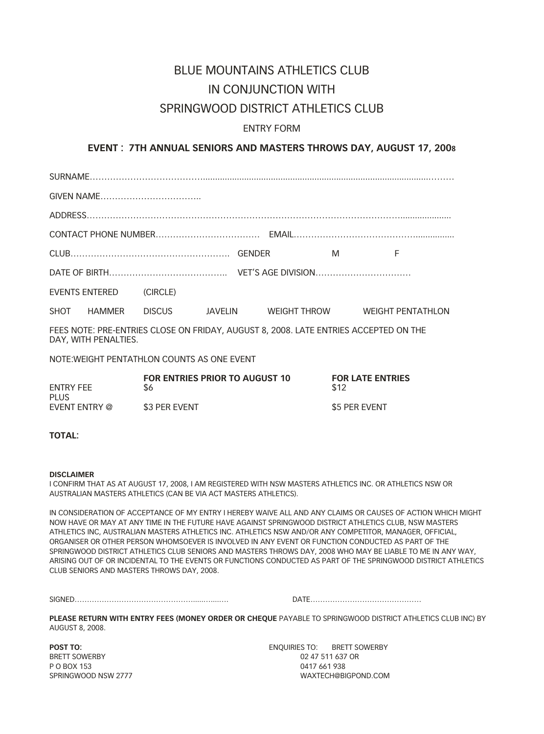# BLUE MOUNTAINS ATHLETICS CLUB
# IN CONJUNCTION WITH
# SPRINGWOOD DISTRICT ATHLETICS CLUB

ENTRY FORM

**EVENT : 7TH ANNUAL SENIORS AND MASTERS THROWS DAY, AUGUST 17, 2008**

SURNAME……………………………………………………………………………………………………………………

GIVEN NAME……………………………..

ADDRESS………………………………………………………………………………………………………………………

CONTACT PHONE NUMBER……………………………… EMAIL………………………………………………

CLUB………………………………………………. GENDER M F

DATE OF BIRTH………………………………….. VET'S AGE DIVISION……………………………

EVENTS ENTERED (CIRCLE)

SHOT HAMMER DISCUS JAVELIN WEIGHT THROW WEIGHT PENTATHLON

FEES NOTE: PRE-ENTRIES CLOSE ON FRIDAY, AUGUST 8, 2008. LATE ENTRIES ACCEPTED ON THE DAY, WITH PENALTIES.

NOTE:WEIGHT PENTATHLON COUNTS AS ONE EVENT

| | **FOR ENTRIES PRIOR TO AUGUST 10** | **FOR LATE ENTRIES** |
|---|---|---|
| ENTRY FEE | $6 | $12 |
| PLUS | | |
| EVENT ENTRY @ | $3 PER EVENT | $5 PER EVENT |

**TOTAL:**

**DISCLAIMER**

I CONFIRM THAT AS AT AUGUST 17, 2008, I AM REGISTERED WITH NSW MASTERS ATHLETICS INC. OR ATHLETICS NSW OR AUSTRALIAN MASTERS ATHLETICS (CAN BE VIA ACT MASTERS ATHLETICS).

IN CONSIDERATION OF ACCEPTANCE OF MY ENTRY I HEREBY WAIVE ALL AND ANY CLAIMS OR CAUSES OF ACTION WHICH MIGHT NOW HAVE OR MAY AT ANY TIME IN THE FUTURE HAVE AGAINST SPRINGWOOD DISTRICT ATHLETICS CLUB, NSW MASTERS ATHLETICS INC, AUSTRALIAN MASTERS ATHLETICS INC. ATHLETICS NSW AND/OR ANY COMPETITOR, MANAGER, OFFICIAL, ORGANISER OR OTHER PERSON WHOMSOEVER IS INVOLVED IN ANY EVENT OR FUNCTION CONDUCTED AS PART OF THE SPRINGWOOD DISTRICT ATHLETICS CLUB SENIORS AND MASTERS THROWS DAY, 2008 WHO MAY BE LIABLE TO ME IN ANY WAY, ARISING OUT OF OR INCIDENTAL TO THE EVENTS OR FUNCTIONS CONDUCTED AS PART OF THE SPRINGWOOD DISTRICT ATHLETICS CLUB SENIORS AND MASTERS THROWS DAY, 2008.

SIGNED………………………………………………………… DATE………………………………………

**PLEASE RETURN WITH ENTRY FEES (MONEY ORDER OR CHEQUE** PAYABLE TO SPRINGWOOD DISTRICT ATHLETICS CLUB INC) BY AUGUST 8, 2008.

**POST TO:**
BRETT SOWERBY
P O BOX 153
SPRINGWOOD NSW 2777

ENQUIRIES TO: BRETT SOWERBY
02 47 511 637 OR
0417 661 938
WAXTECH@BIGPOND.COM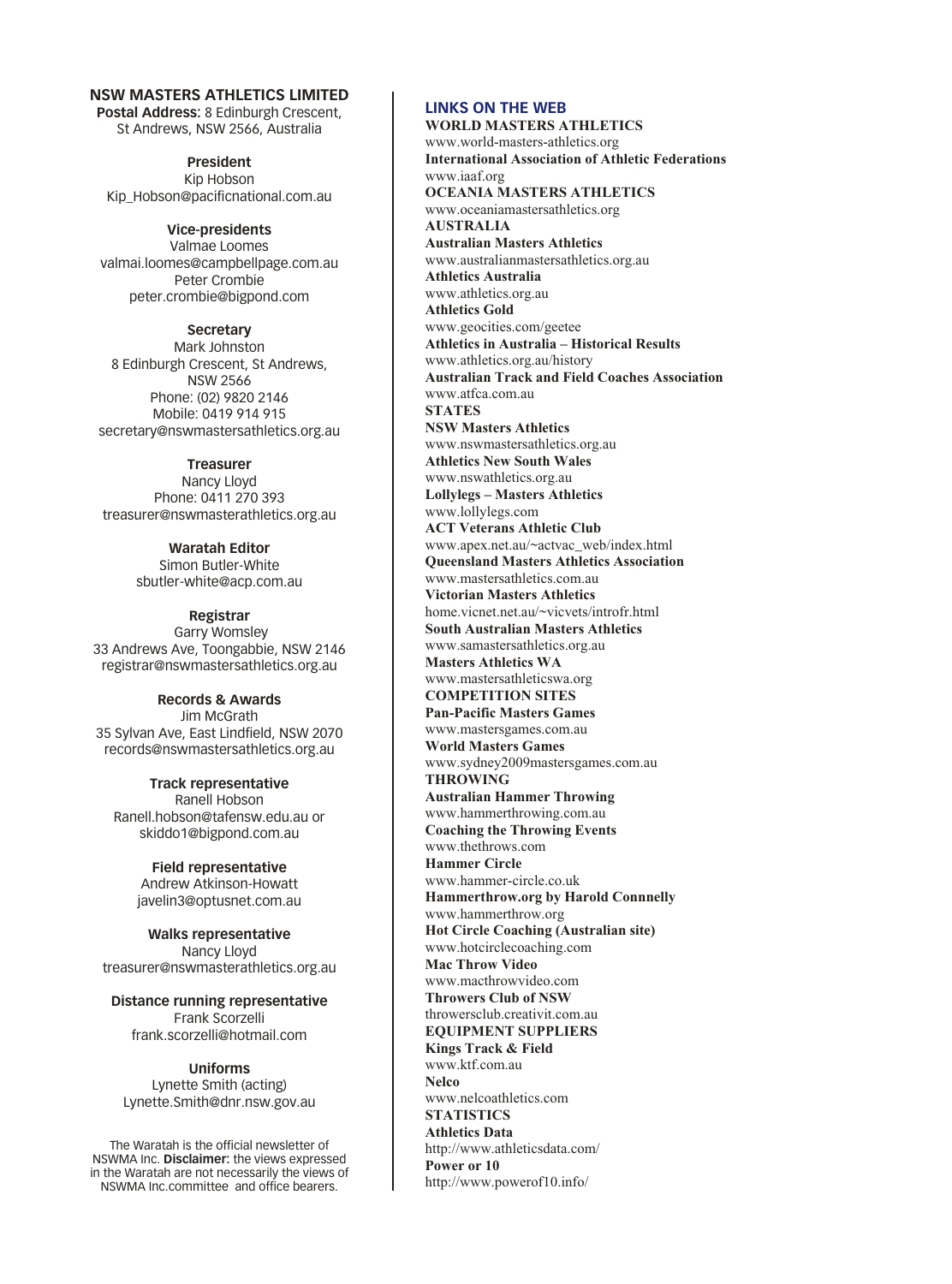## NSW MASTERS ATHLETICS LIMITED

**Postal Address:** 8 Edinburgh Crescent, St Andrews, NSW 2566, Australia

**President**
Kip Hobson
Kip_Hobson@pacificnational.com.au

**Vice-presidents**
Valmae Loomes
valmai.loomes@campbellpage.com.au
Peter Crombie
peter.crombie@bigpond.com

**Secretary**
Mark Johnston
8 Edinburgh Crescent, St Andrews, NSW 2566
Phone: (02) 9820 2146
Mobile: 0419 914 915
secretary@nswmastersathletics.org.au

**Treasurer**
Nancy Lloyd
Phone: 0411 270 393
treasurer@nswmasterathletics.org.au

**Waratah Editor**
Simon Butler-White
sbutler-white@acp.com.au

**Registrar**
Garry Womsley
33 Andrews Ave, Toongabbie, NSW 2146
registrar@nswmastersathletics.org.au

**Records & Awards**
Jim McGrath
35 Sylvan Ave, East Lindfield, NSW 2070
records@nswmastersathletics.org.au

**Track representative**
Ranell Hobson
Ranell.hobson@tafensw.edu.au or skiddo1@bigpond.com.au

**Field representative**
Andrew Atkinson-Howatt
javelin3@optusnet.com.au

**Walks representative**
Nancy Lloyd
treasurer@nswmasterathletics.org.au

**Distance running representative**
Frank Scorzelli
frank.scorzelli@hotmail.com

**Uniforms**
Lynette Smith (acting)
Lynette.Smith@dnr.nsw.gov.au

The Waratah is the official newsletter of NSWMA Inc. **Disclaimer:** the views expressed in the Waratah are not necessarily the views of NSWMA Inc.committee and office bearers.

## LINKS ON THE WEB

**WORLD MASTERS ATHLETICS**
www.world-masters-athletics.org
**International Association of Athletic Federations**
www.iaaf.org
**OCEANIA MASTERS ATHLETICS**
www.oceaniamastersathletics.org

**AUSTRALIA**
**Australian Masters Athletics**
www.australianmastersathletics.org.au
**Athletics Australia**
www.athletics.org.au
**Athletics Gold**
www.geocities.com/geetee
**Athletics in Australia – Historical Results**
www.athletics.org.au/history
**Australian Track and Field Coaches Association**
www.atfca.com.au

**STATES**
**NSW Masters Athletics**
www.nswmastersathletics.org.au
**Athletics New South Wales**
www.nswathletics.org.au
**Lollylegs – Masters Athletics**
www.lollylegs.com
**ACT Veterans Athletic Club**
www.apex.net.au/~actvac_web/index.html
**Queensland Masters Athletics Association**
www.mastersathletics.com.au
**Victorian Masters Athletics**
home.vicnet.net.au/~vicvets/introfr.html
**South Australian Masters Athletics**
www.samastersathletics.org.au
**Masters Athletics WA**
www.mastersathleticswa.org

**COMPETITION SITES**
**Pan-Pacific Masters Games**
www.mastersgames.com.au
**World Masters Games**
www.sydney2009mastersgames.com.au

**THROWING**
**Australian Hammer Throwing**
www.hammerthrowing.com.au
**Coaching the Throwing Events**
www.thethrows.com
**Hammer Circle**
www.hammer-circle.co.uk
**Hammerthrow.org by Harold Connnelly**
www.hammerthrow.org
**Hot Circle Coaching (Australian site)**
www.hotcirclecoaching.com
**Mac Throw Video**
www.macthrowvideo.com
**Throwers Club of NSW**
throwersclub.creativit.com.au

**EQUIPMENT SUPPLIERS**
**Kings Track & Field**
www.ktf.com.au
**Nelco**
www.nelcoathletics.com

**STATISTICS**
**Athletics Data**
http://www.athleticsdata.com/
**Power or 10**
http://www.powerof10.info/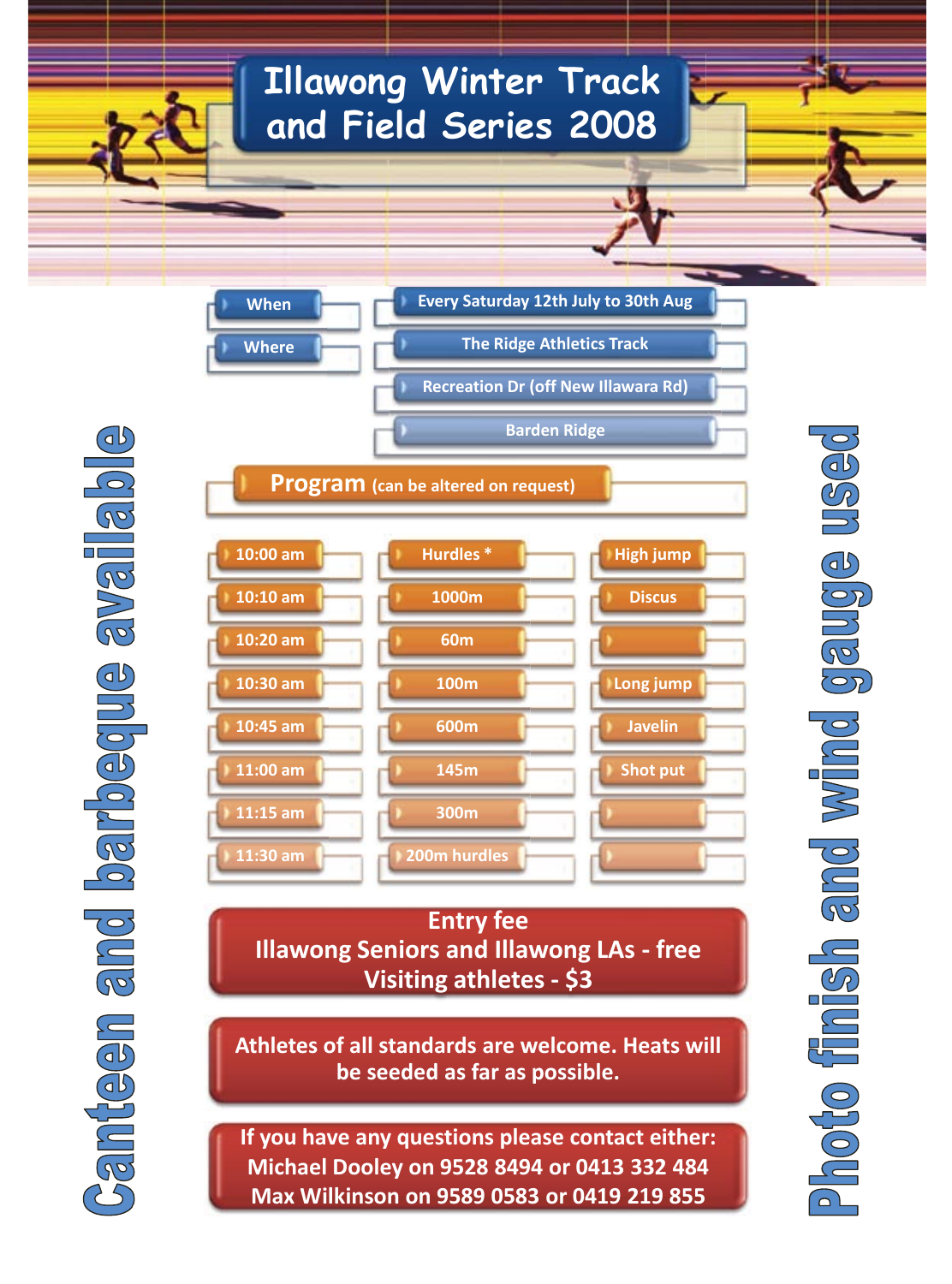# Illawong Winter Track and Field Series 2008

| | |
|---|---|
| When | Every Saturday 12th July to 30th Aug |
| Where | The Ridge Athletics Track |
| | Recreation Dr (off New Illawara Rd) |
| | Barden Ridge |

## Program (can be altered on request)

| | | |
|---|---|---|
| 10:00 am | Hurdles * | High jump |
| 10:10 am | 1000m | Discus |
| 10:20 am | 60m | |
| 10:30 am | 100m | Long jump |
| 10:45 am | 600m | Javelin |
| 11:00 am | 145m | Shot put |
| 11:15 am | 300m | |
| 11:30 am | 200m hurdles | |

**Entry fee**
**Illawong Seniors and Illawong LAs - free**
**Visiting athletes - $3**

**Athletes of all standards are welcome. Heats will be seeded as far as possible.**

**If you have any questions please contact either:**
**Michael Dooley on 9528 8494 or 0413 332 484**
**Max Wilkinson on 9589 0583 or 0419 219 855**

**Canteen and barbeque available**

**Photo finish and wind gauge used**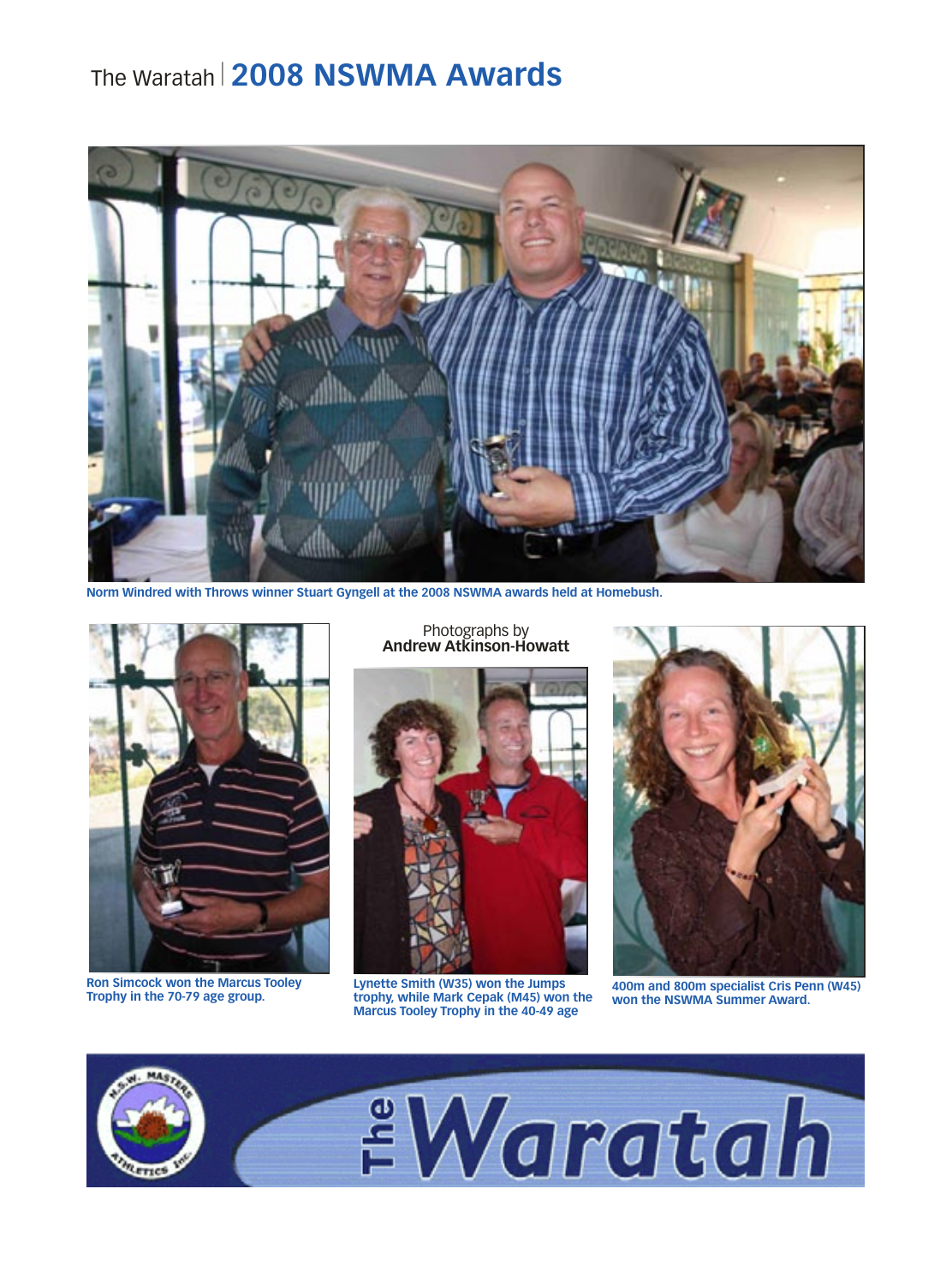# 2008 NSWMA Awards

Norm Windred with Throws winner Stuart Gyngell at the 2008 NSWMA awards held at Homebush.

Photographs by
**Andrew Atkinson-Howatt**

Ron Simcock won the Marcus Tooley Trophy in the 70-79 age group.

Lynette Smith (W35) won the Jumps trophy, while Mark Cepak (M45) won the Marcus Tooley Trophy in the 40-49 age

400m and 800m specialist Cris Penn (W45) won the NSWMA Summer Award.